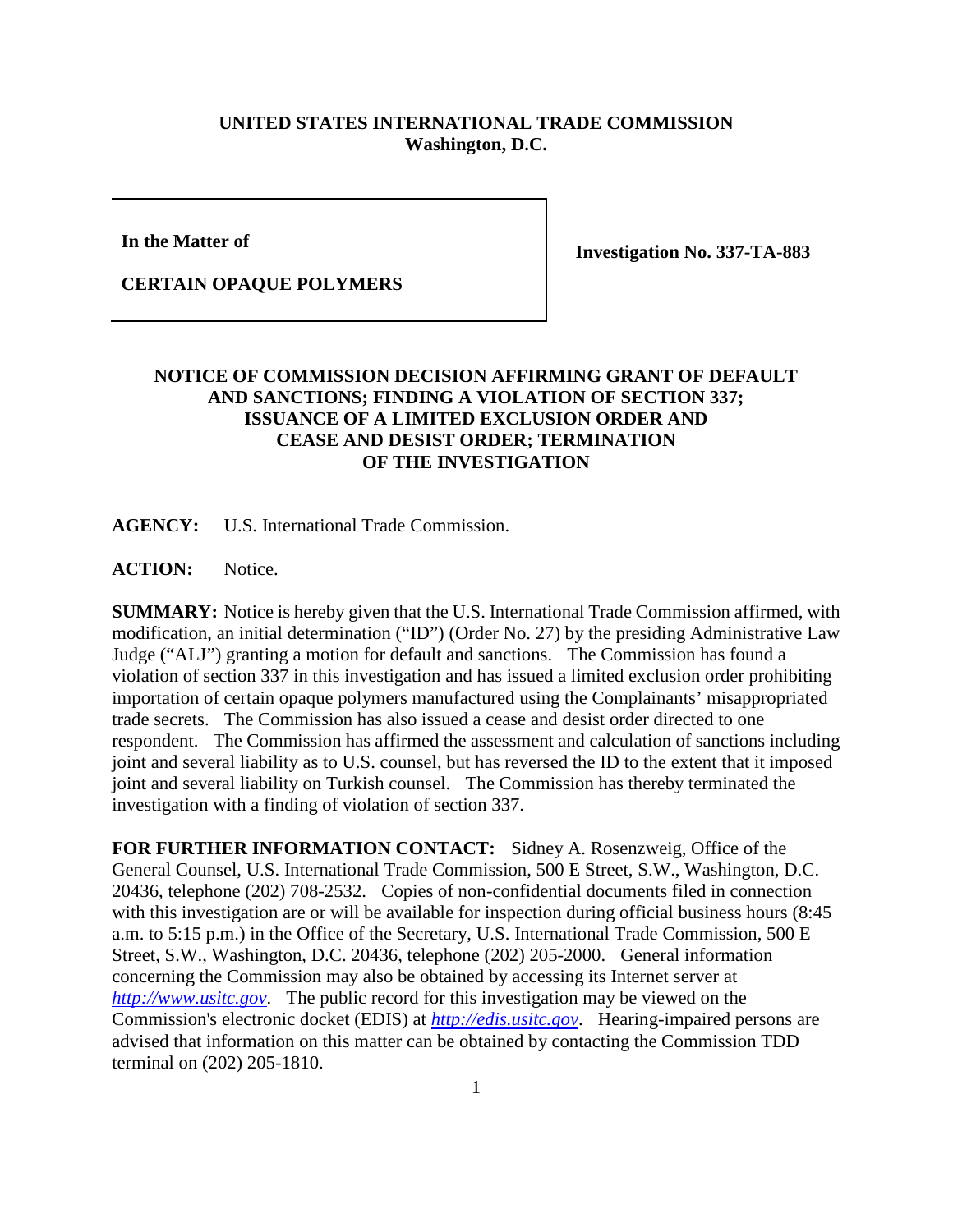**UNITED STATES INTERNATIONAL TRADE COMMISSION**
**Washington, D.C.**

| | |
|---|---|
| **In the Matter of**<br><br>**CERTAIN OPAQUE POLYMERS** | **Investigation No. 337-TA-883** |

## NOTICE OF COMMISSION DECISION AFFIRMING GRANT OF DEFAULT AND SANCTIONS; FINDING A VIOLATION OF SECTION 337; ISSUANCE OF A LIMITED EXCLUSION ORDER AND CEASE AND DESIST ORDER; TERMINATION OF THE INVESTIGATION

**AGENCY:** U.S. International Trade Commission.

**ACTION:** Notice.

**SUMMARY:** Notice is hereby given that the U.S. International Trade Commission affirmed, with modification, an initial determination ("ID") (Order No. 27) by the presiding Administrative Law Judge ("ALJ") granting a motion for default and sanctions. The Commission has found a violation of section 337 in this investigation and has issued a limited exclusion order prohibiting importation of certain opaque polymers manufactured using the Complainants' misappropriated trade secrets. The Commission has also issued a cease and desist order directed to one respondent. The Commission has affirmed the assessment and calculation of sanctions including joint and several liability as to U.S. counsel, but has reversed the ID to the extent that it imposed joint and several liability on Turkish counsel. The Commission has thereby terminated the investigation with a finding of violation of section 337.

**FOR FURTHER INFORMATION CONTACT:** Sidney A. Rosenzweig, Office of the General Counsel, U.S. International Trade Commission, 500 E Street, S.W., Washington, D.C. 20436, telephone (202) 708-2532. Copies of non-confidential documents filed in connection with this investigation are or will be available for inspection during official business hours (8:45 a.m. to 5:15 p.m.) in the Office of the Secretary, U.S. International Trade Commission, 500 E Street, S.W., Washington, D.C. 20436, telephone (202) 205-2000. General information concerning the Commission may also be obtained by accessing its Internet server at *http://www.usitc.gov*. The public record for this investigation may be viewed on the Commission's electronic docket (EDIS) at *http://edis.usitc.gov*. Hearing-impaired persons are advised that information on this matter can be obtained by contacting the Commission TDD terminal on (202) 205-1810.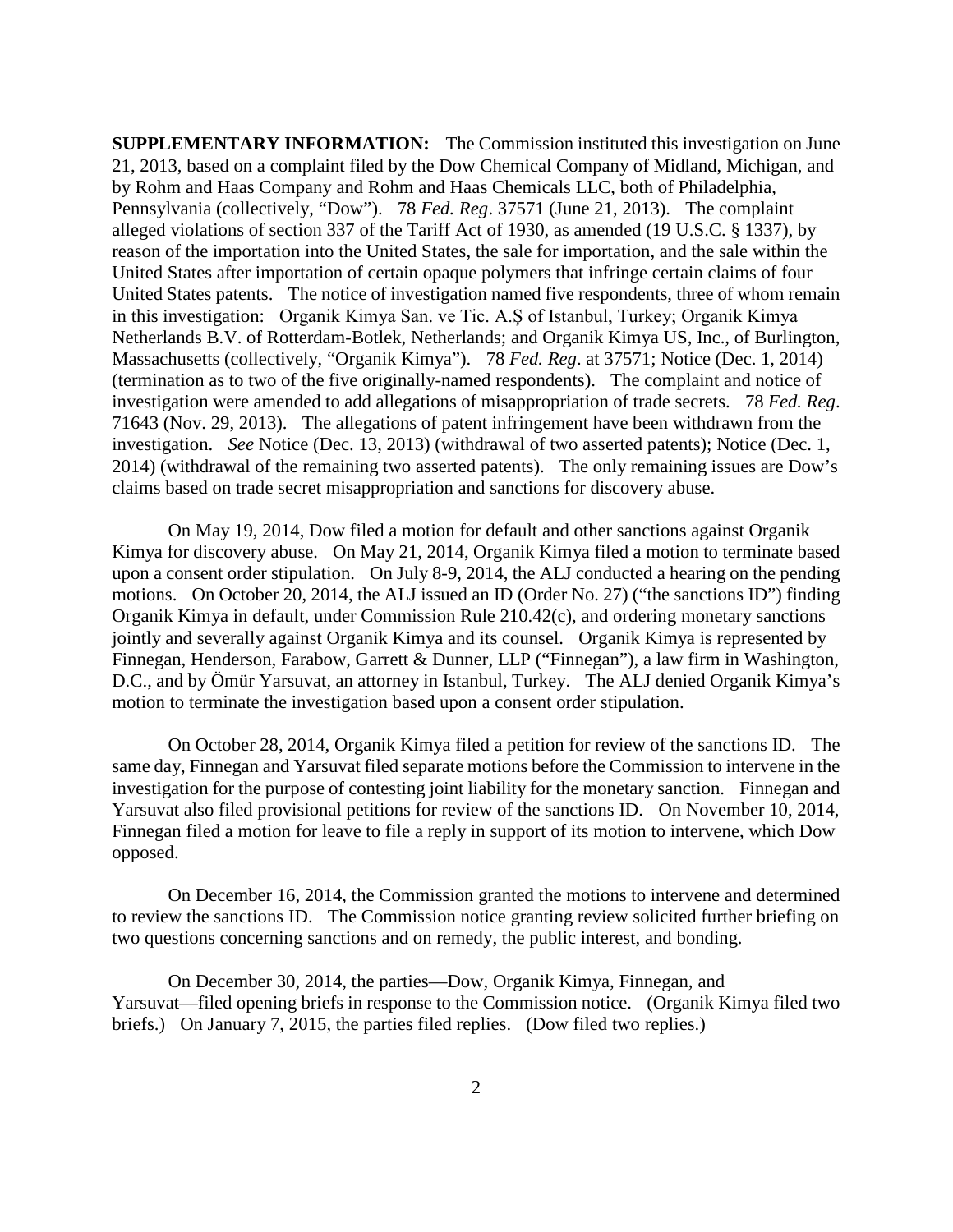**SUPPLEMENTARY INFORMATION:** The Commission instituted this investigation on June 21, 2013, based on a complaint filed by the Dow Chemical Company of Midland, Michigan, and by Rohm and Haas Company and Rohm and Haas Chemicals LLC, both of Philadelphia, Pennsylvania (collectively, "Dow"). 78 *Fed. Reg*. 37571 (June 21, 2013). The complaint alleged violations of section 337 of the Tariff Act of 1930, as amended (19 U.S.C. § 1337), by reason of the importation into the United States, the sale for importation, and the sale within the United States after importation of certain opaque polymers that infringe certain claims of four United States patents. The notice of investigation named five respondents, three of whom remain in this investigation: Organik Kimya San. ve Tic. A.Ş of Istanbul, Turkey; Organik Kimya Netherlands B.V. of Rotterdam-Botlek, Netherlands; and Organik Kimya US, Inc., of Burlington, Massachusetts (collectively, "Organik Kimya"). 78 *Fed. Reg*. at 37571; Notice (Dec. 1, 2014) (termination as to two of the five originally-named respondents). The complaint and notice of investigation were amended to add allegations of misappropriation of trade secrets. 78 *Fed. Reg*. 71643 (Nov. 29, 2013). The allegations of patent infringement have been withdrawn from the investigation. *See* Notice (Dec. 13, 2013) (withdrawal of two asserted patents); Notice (Dec. 1, 2014) (withdrawal of the remaining two asserted patents). The only remaining issues are Dow's claims based on trade secret misappropriation and sanctions for discovery abuse.

On May 19, 2014, Dow filed a motion for default and other sanctions against Organik Kimya for discovery abuse. On May 21, 2014, Organik Kimya filed a motion to terminate based upon a consent order stipulation. On July 8-9, 2014, the ALJ conducted a hearing on the pending motions. On October 20, 2014, the ALJ issued an ID (Order No. 27) ("the sanctions ID") finding Organik Kimya in default, under Commission Rule 210.42(c), and ordering monetary sanctions jointly and severally against Organik Kimya and its counsel. Organik Kimya is represented by Finnegan, Henderson, Farabow, Garrett & Dunner, LLP ("Finnegan"), a law firm in Washington, D.C., and by Ömür Yarsuvat, an attorney in Istanbul, Turkey. The ALJ denied Organik Kimya's motion to terminate the investigation based upon a consent order stipulation.

On October 28, 2014, Organik Kimya filed a petition for review of the sanctions ID. The same day, Finnegan and Yarsuvat filed separate motions before the Commission to intervene in the investigation for the purpose of contesting joint liability for the monetary sanction. Finnegan and Yarsuvat also filed provisional petitions for review of the sanctions ID. On November 10, 2014, Finnegan filed a motion for leave to file a reply in support of its motion to intervene, which Dow opposed.

On December 16, 2014, the Commission granted the motions to intervene and determined to review the sanctions ID. The Commission notice granting review solicited further briefing on two questions concerning sanctions and on remedy, the public interest, and bonding.

On December 30, 2014, the parties—Dow, Organik Kimya, Finnegan, and Yarsuvat—filed opening briefs in response to the Commission notice. (Organik Kimya filed two briefs.) On January 7, 2015, the parties filed replies. (Dow filed two replies.)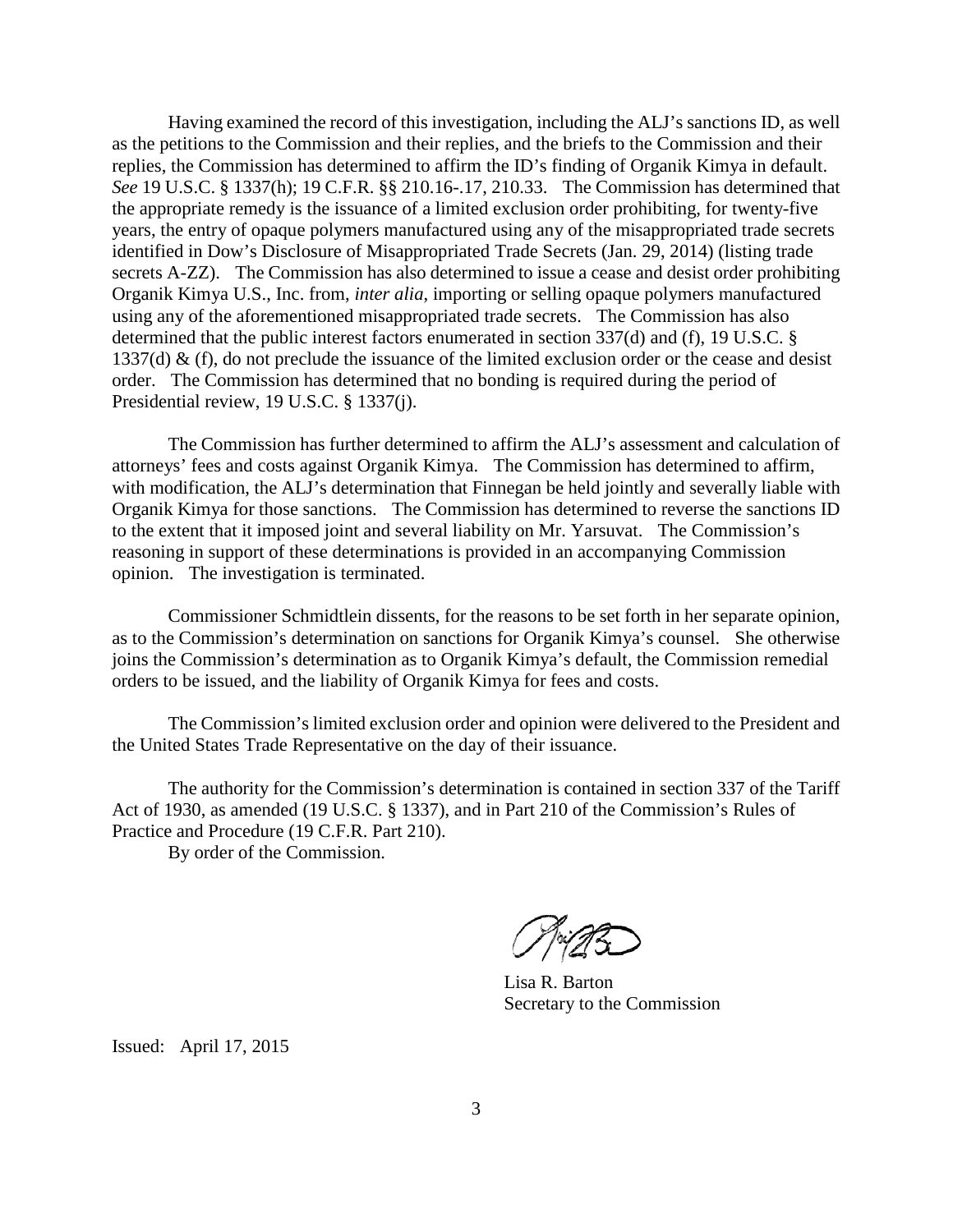Having examined the record of this investigation, including the ALJ's sanctions ID, as well as the petitions to the Commission and their replies, and the briefs to the Commission and their replies, the Commission has determined to affirm the ID's finding of Organik Kimya in default. *See* 19 U.S.C. § 1337(h); 19 C.F.R. §§ 210.16-.17, 210.33. The Commission has determined that the appropriate remedy is the issuance of a limited exclusion order prohibiting, for twenty-five years, the entry of opaque polymers manufactured using any of the misappropriated trade secrets identified in Dow's Disclosure of Misappropriated Trade Secrets (Jan. 29, 2014) (listing trade secrets A-ZZ). The Commission has also determined to issue a cease and desist order prohibiting Organik Kimya U.S., Inc. from, *inter alia*, importing or selling opaque polymers manufactured using any of the aforementioned misappropriated trade secrets. The Commission has also determined that the public interest factors enumerated in section 337(d) and (f), 19 U.S.C. § 1337(d) & (f), do not preclude the issuance of the limited exclusion order or the cease and desist order. The Commission has determined that no bonding is required during the period of Presidential review, 19 U.S.C. § 1337(j).

The Commission has further determined to affirm the ALJ's assessment and calculation of attorneys' fees and costs against Organik Kimya. The Commission has determined to affirm, with modification, the ALJ's determination that Finnegan be held jointly and severally liable with Organik Kimya for those sanctions. The Commission has determined to reverse the sanctions ID to the extent that it imposed joint and several liability on Mr. Yarsuvat. The Commission's reasoning in support of these determinations is provided in an accompanying Commission opinion. The investigation is terminated.

Commissioner Schmidtlein dissents, for the reasons to be set forth in her separate opinion, as to the Commission's determination on sanctions for Organik Kimya's counsel. She otherwise joins the Commission's determination as to Organik Kimya's default, the Commission remedial orders to be issued, and the liability of Organik Kimya for fees and costs.

The Commission's limited exclusion order and opinion were delivered to the President and the United States Trade Representative on the day of their issuance.

The authority for the Commission's determination is contained in section 337 of the Tariff Act of 1930, as amended (19 U.S.C. § 1337), and in Part 210 of the Commission's Rules of Practice and Procedure (19 C.F.R. Part 210).

By order of the Commission.

Lisa R. Barton
Secretary to the Commission

Issued: April 17, 2015